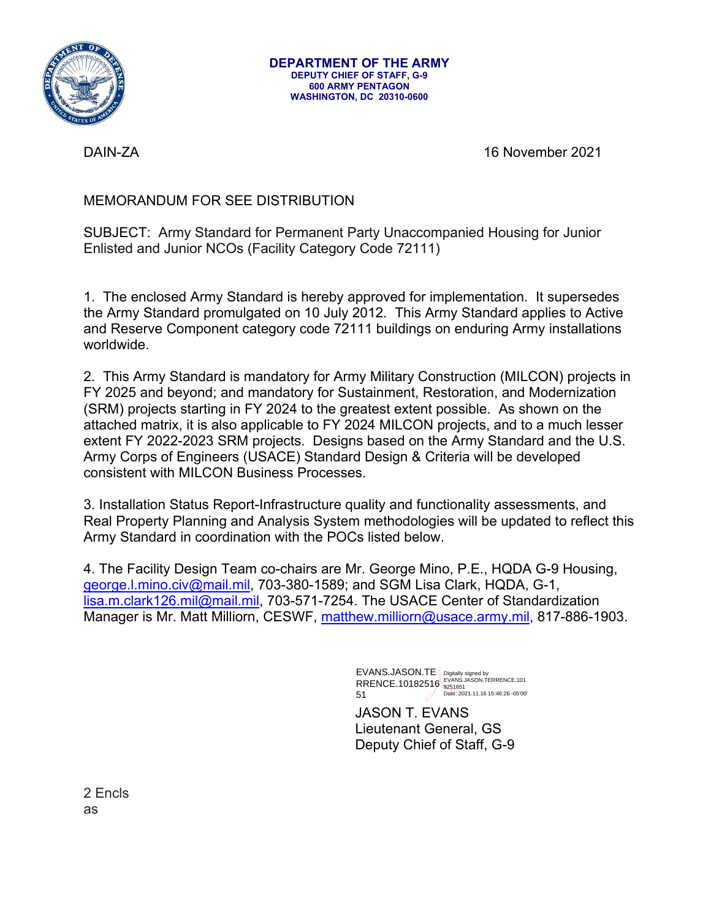**DEPARTMENT OF THE ARMY**
**DEPUTY CHIEF OF STAFF, G-9**
**600 ARMY PENTAGON**
**WASHINGTON, DC 20310-0600**

DAIN-ZA 16 November 2021

MEMORANDUM FOR SEE DISTRIBUTION

SUBJECT: Army Standard for Permanent Party Unaccompanied Housing for Junior Enlisted and Junior NCOs (Facility Category Code 72111)

1. The enclosed Army Standard is hereby approved for implementation. It supersedes the Army Standard promulgated on 10 July 2012. This Army Standard applies to Active and Reserve Component category code 72111 buildings on enduring Army installations worldwide.

2. This Army Standard is mandatory for Army Military Construction (MILCON) projects in FY 2025 and beyond; and mandatory for Sustainment, Restoration, and Modernization (SRM) projects starting in FY 2024 to the greatest extent possible. As shown on the attached matrix, it is also applicable to FY 2024 MILCON projects, and to a much lesser extent FY 2022-2023 SRM projects. Designs based on the Army Standard and the U.S. Army Corps of Engineers (USACE) Standard Design & Criteria will be developed consistent with MILCON Business Processes.

3. Installation Status Report-Infrastructure quality and functionality assessments, and Real Property Planning and Analysis System methodologies will be updated to reflect this Army Standard in coordination with the POCs listed below.

4. The Facility Design Team co-chairs are Mr. George Mino, P.E., HQDA G-9 Housing, george.l.mino.civ@mail.mil, 703-380-1589; and SGM Lisa Clark, HQDA, G-1, lisa.m.clark126.mil@mail.mil, 703-571-7254. The USACE Center of Standardization Manager is Mr. Matt Milliorn, CESWF, matthew.milliorn@usace.army.mil, 817-886-1903.

EVANS.JASON.TERRENCE.1018251651 Digitally signed by EVANS.JASON.TERRENCE.1018251651 Date: 2021.11.16 15:46:26 -05'00'

JASON T. EVANS
Lieutenant General, GS
Deputy Chief of Staff, G-9

2 Encls
as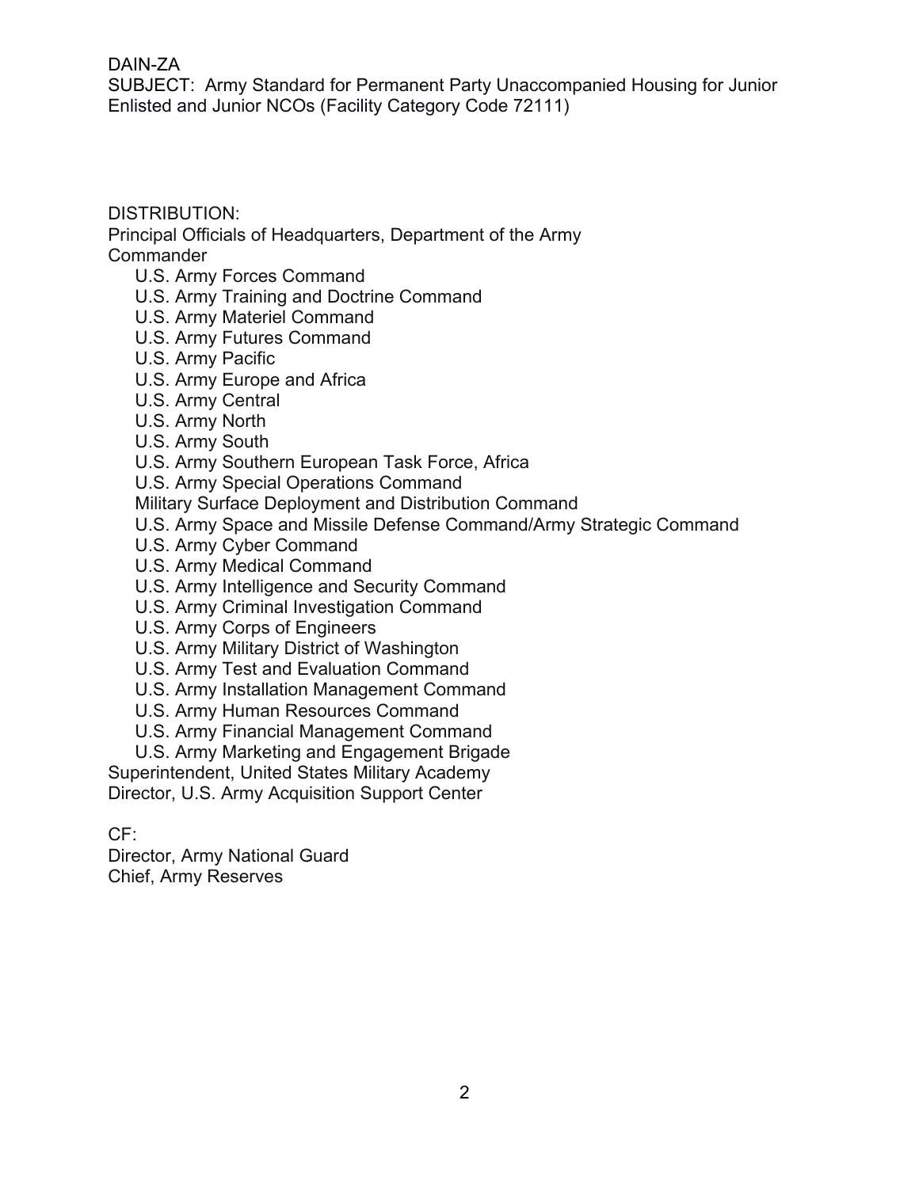DAIN-ZA
SUBJECT: Army Standard for Permanent Party Unaccompanied Housing for Junior Enlisted and Junior NCOs (Facility Category Code 72111)

DISTRIBUTION:
Principal Officials of Headquarters, Department of the Army
Commander
- U.S. Army Forces Command
- U.S. Army Training and Doctrine Command
- U.S. Army Materiel Command
- U.S. Army Futures Command
- U.S. Army Pacific
- U.S. Army Europe and Africa
- U.S. Army Central
- U.S. Army North
- U.S. Army South
- U.S. Army Southern European Task Force, Africa
- U.S. Army Special Operations Command
- Military Surface Deployment and Distribution Command
- U.S. Army Space and Missile Defense Command/Army Strategic Command
- U.S. Army Cyber Command
- U.S. Army Medical Command
- U.S. Army Intelligence and Security Command
- U.S. Army Criminal Investigation Command
- U.S. Army Corps of Engineers
- U.S. Army Military District of Washington
- U.S. Army Test and Evaluation Command
- U.S. Army Installation Management Command
- U.S. Army Human Resources Command
- U.S. Army Financial Management Command
- U.S. Army Marketing and Engagement Brigade

Superintendent, United States Military Academy
Director, U.S. Army Acquisition Support Center

CF:
Director, Army National Guard
Chief, Army Reserves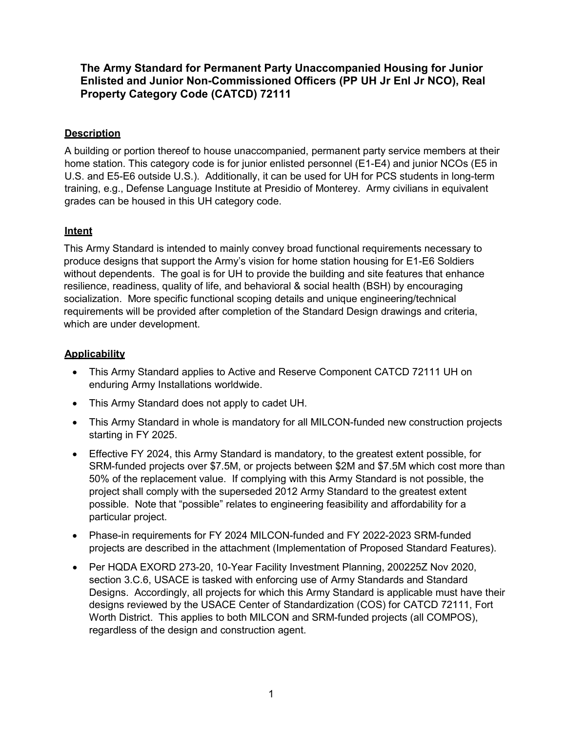# The Army Standard for Permanent Party Unaccompanied Housing for Junior Enlisted and Junior Non-Commissioned Officers (PP UH Jr Enl Jr NCO), Real Property Category Code (CATCD) 72111

## Description

A building or portion thereof to house unaccompanied, permanent party service members at their home station. This category code is for junior enlisted personnel (E1-E4) and junior NCOs (E5 in U.S. and E5-E6 outside U.S.). Additionally, it can be used for UH for PCS students in long-term training, e.g., Defense Language Institute at Presidio of Monterey. Army civilians in equivalent grades can be housed in this UH category code.

## Intent

This Army Standard is intended to mainly convey broad functional requirements necessary to produce designs that support the Army's vision for home station housing for E1-E6 Soldiers without dependents. The goal is for UH to provide the building and site features that enhance resilience, readiness, quality of life, and behavioral & social health (BSH) by encouraging socialization. More specific functional scoping details and unique engineering/technical requirements will be provided after completion of the Standard Design drawings and criteria, which are under development.

## Applicability

- This Army Standard applies to Active and Reserve Component CATCD 72111 UH on enduring Army Installations worldwide.
- This Army Standard does not apply to cadet UH.
- This Army Standard in whole is mandatory for all MILCON-funded new construction projects starting in FY 2025.
- Effective FY 2024, this Army Standard is mandatory, to the greatest extent possible, for SRM-funded projects over $7.5M, or projects between $2M and $7.5M which cost more than 50% of the replacement value. If complying with this Army Standard is not possible, the project shall comply with the superseded 2012 Army Standard to the greatest extent possible. Note that "possible" relates to engineering feasibility and affordability for a particular project.
- Phase-in requirements for FY 2024 MILCON-funded and FY 2022-2023 SRM-funded projects are described in the attachment (Implementation of Proposed Standard Features).
- Per HQDA EXORD 273-20, 10-Year Facility Investment Planning, 200225Z Nov 2020, section 3.C.6, USACE is tasked with enforcing use of Army Standards and Standard Designs. Accordingly, all projects for which this Army Standard is applicable must have their designs reviewed by the USACE Center of Standardization (COS) for CATCD 72111, Fort Worth District. This applies to both MILCON and SRM-funded projects (all COMPOS), regardless of the design and construction agent.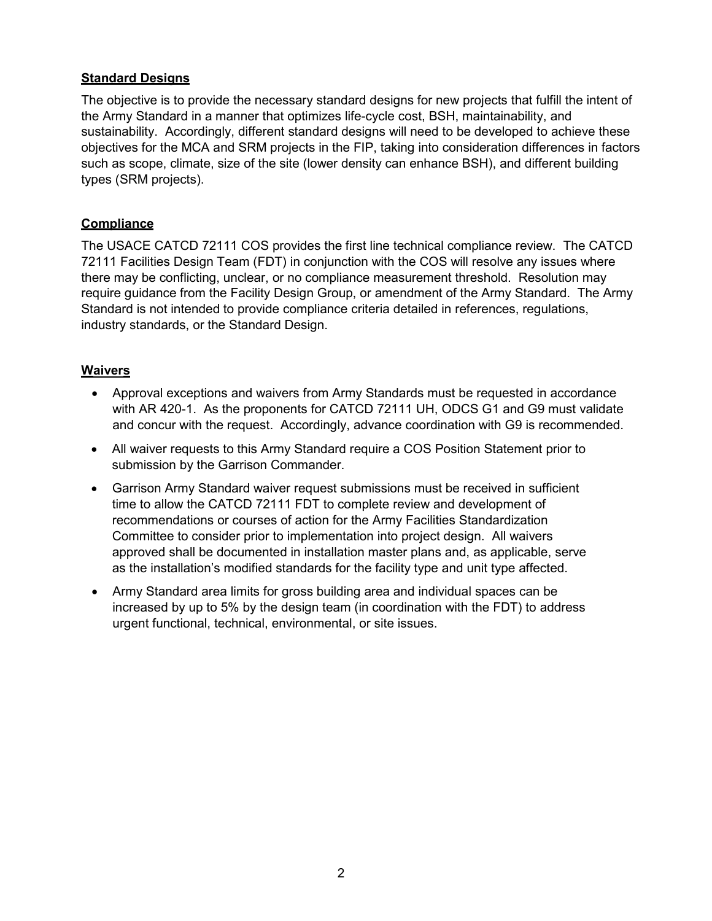## Standard Designs

The objective is to provide the necessary standard designs for new projects that fulfill the intent of the Army Standard in a manner that optimizes life-cycle cost, BSH, maintainability, and sustainability. Accordingly, different standard designs will need to be developed to achieve these objectives for the MCA and SRM projects in the FIP, taking into consideration differences in factors such as scope, climate, size of the site (lower density can enhance BSH), and different building types (SRM projects).

## Compliance

The USACE CATCD 72111 COS provides the first line technical compliance review. The CATCD 72111 Facilities Design Team (FDT) in conjunction with the COS will resolve any issues where there may be conflicting, unclear, or no compliance measurement threshold. Resolution may require guidance from the Facility Design Group, or amendment of the Army Standard. The Army Standard is not intended to provide compliance criteria detailed in references, regulations, industry standards, or the Standard Design.

## Waivers

- Approval exceptions and waivers from Army Standards must be requested in accordance with AR 420-1. As the proponents for CATCD 72111 UH, ODCS G1 and G9 must validate and concur with the request. Accordingly, advance coordination with G9 is recommended.
- All waiver requests to this Army Standard require a COS Position Statement prior to submission by the Garrison Commander.
- Garrison Army Standard waiver request submissions must be received in sufficient time to allow the CATCD 72111 FDT to complete review and development of recommendations or courses of action for the Army Facilities Standardization Committee to consider prior to implementation into project design. All waivers approved shall be documented in installation master plans and, as applicable, serve as the installation's modified standards for the facility type and unit type affected.
- Army Standard area limits for gross building area and individual spaces can be increased by up to 5% by the design team (in coordination with the FDT) to address urgent functional, technical, environmental, or site issues.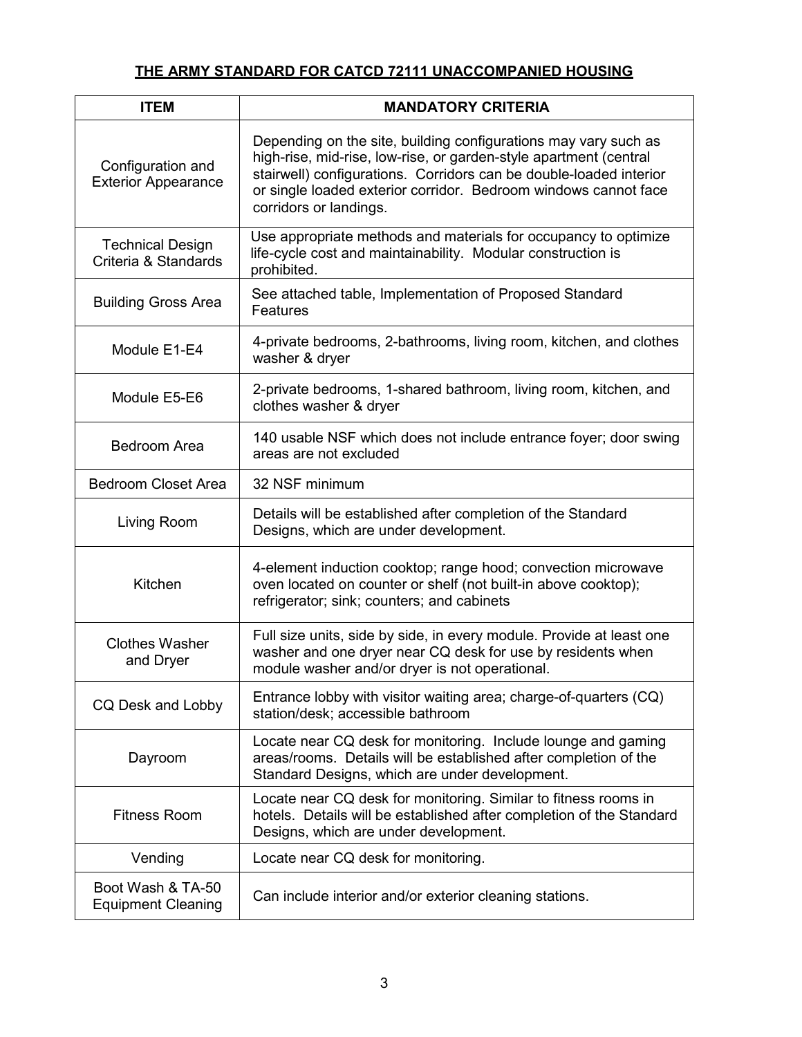## THE ARMY STANDARD FOR CATCD 72111 UNACCOMPANIED HOUSING

| ITEM | MANDATORY CRITERIA |
|---|---|
| Configuration and Exterior Appearance | Depending on the site, building configurations may vary such as high-rise, mid-rise, low-rise, or garden-style apartment (central stairwell) configurations. Corridors can be double-loaded interior or single loaded exterior corridor. Bedroom windows cannot face corridors or landings. |
| Technical Design Criteria & Standards | Use appropriate methods and materials for occupancy to optimize life-cycle cost and maintainability. Modular construction is prohibited. |
| Building Gross Area | See attached table, Implementation of Proposed Standard Features |
| Module E1-E4 | 4-private bedrooms, 2-bathrooms, living room, kitchen, and clothes washer & dryer |
| Module E5-E6 | 2-private bedrooms, 1-shared bathroom, living room, kitchen, and clothes washer & dryer |
| Bedroom Area | 140 usable NSF which does not include entrance foyer; door swing areas are not excluded |
| Bedroom Closet Area | 32 NSF minimum |
| Living Room | Details will be established after completion of the Standard Designs, which are under development. |
| Kitchen | 4-element induction cooktop; range hood; convection microwave oven located on counter or shelf (not built-in above cooktop); refrigerator; sink; counters; and cabinets |
| Clothes Washer and Dryer | Full size units, side by side, in every module. Provide at least one washer and one dryer near CQ desk for use by residents when module washer and/or dryer is not operational. |
| CQ Desk and Lobby | Entrance lobby with visitor waiting area; charge-of-quarters (CQ) station/desk; accessible bathroom |
| Dayroom | Locate near CQ desk for monitoring. Include lounge and gaming areas/rooms. Details will be established after completion of the Standard Designs, which are under development. |
| Fitness Room | Locate near CQ desk for monitoring. Similar to fitness rooms in hotels. Details will be established after completion of the Standard Designs, which are under development. |
| Vending | Locate near CQ desk for monitoring. |
| Boot Wash & TA-50 Equipment Cleaning | Can include interior and/or exterior cleaning stations. |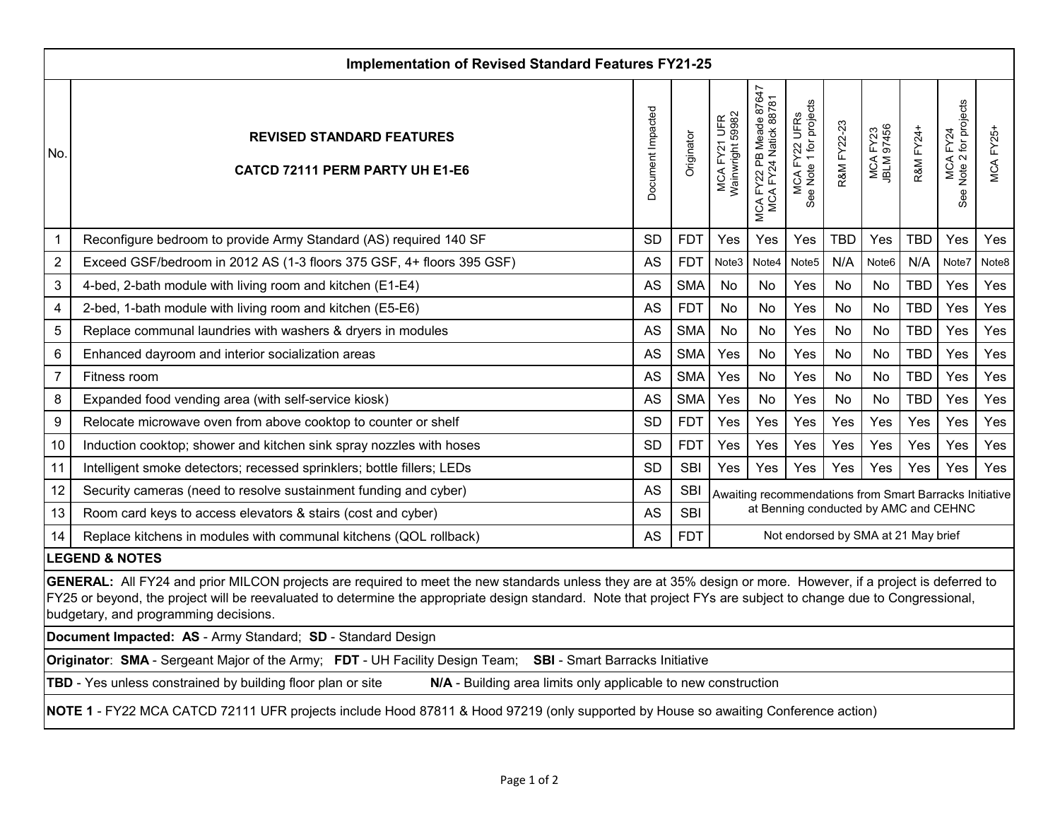| Implementation of Revised Standard Features FY21-25 | | | | | | | | | | | | |
|---|---|---|---|---|---|---|---|---|---|---|---|---|
| No. | **REVISED STANDARD FEATURES**<br>**CATCD 72111 PERM PARTY UH E1-E6** | Document Impacted | Originator | MCA FY21 UFR Wainwright 59982 | MCA FY22 PB Meade 87647 MCA FY24 Natick 88781 | MCA FY22 UFRs See Note 1 for projects | R&M FY22-23 | MCA FY23 JBLM 97456 | R&M FY24+ | MCA FY24 See Note 2 for projects | MCA FY25+ |
| 1 | Reconfigure bedroom to provide Army Standard (AS) required 140 SF | SD | FDT | Yes | Yes | Yes | TBD | Yes | TBD | Yes | Yes |
| 2 | Exceed GSF/bedroom in 2012 AS (1-3 floors 375 GSF, 4+ floors 395 GSF) | AS | FDT | Note3 | Note4 | Note5 | N/A | Note6 | N/A | Note7 | Note8 |
| 3 | 4-bed, 2-bath module with living room and kitchen (E1-E4) | AS | SMA | No | No | Yes | No | No | TBD | Yes | Yes |
| 4 | 2-bed, 1-bath module with living room and kitchen (E5-E6) | AS | FDT | No | No | Yes | No | No | TBD | Yes | Yes |
| 5 | Replace communal laundries with washers & dryers in modules | AS | SMA | No | No | Yes | No | No | TBD | Yes | Yes |
| 6 | Enhanced dayroom and interior socialization areas | AS | SMA | Yes | No | Yes | No | No | TBD | Yes | Yes |
| 7 | Fitness room | AS | SMA | Yes | No | Yes | No | No | TBD | Yes | Yes |
| 8 | Expanded food vending area (with self-service kiosk) | AS | SMA | Yes | No | Yes | No | No | TBD | Yes | Yes |
| 9 | Relocate microwave oven from above cooktop to counter or shelf | SD | FDT | Yes | Yes | Yes | Yes | Yes | Yes | Yes | Yes |
| 10 | Induction cooktop; shower and kitchen sink spray nozzles with hoses | SD | FDT | Yes | Yes | Yes | Yes | Yes | Yes | Yes | Yes |
| 11 | Intelligent smoke detectors; recessed sprinklers; bottle fillers; LEDs | SD | SBI | Yes | Yes | Yes | Yes | Yes | Yes | Yes | Yes |
| 12 | Security cameras (need to resolve sustainment funding and cyber) | AS | SBI | Awaiting recommendations from Smart Barracks Initiative at Benning conducted by AMC and CEHNC | | | | | | | |
| 13 | Room card keys to access elevators & stairs (cost and cyber) | AS | SBI | | | | | | | | |
| 14 | Replace kitchens in modules with communal kitchens (QOL rollback) | AS | FDT | Not endorsed by SMA at 21 May brief | | | | | | | |

**LEGEND & NOTES**

**GENERAL:** All FY24 and prior MILCON projects are required to meet the new standards unless they are at 35% design or more. However, if a project is deferred to FY25 or beyond, the project will be reevaluated to determine the appropriate design standard. Note that project FYs are subject to change due to Congressional, budgetary, and programming decisions.

**Document Impacted: AS** - Army Standard; **SD** - Standard Design

**Originator**: **SMA** - Sergeant Major of the Army; **FDT** - UH Facility Design Team; **SBI** - Smart Barracks Initiative

**TBD** - Yes unless constrained by building floor plan or site **N/A** - Building area limits only applicable to new construction

**NOTE 1** - FY22 MCA CATCD 72111 UFR projects include Hood 87811 & Hood 97219 (only supported by House so awaiting Conference action)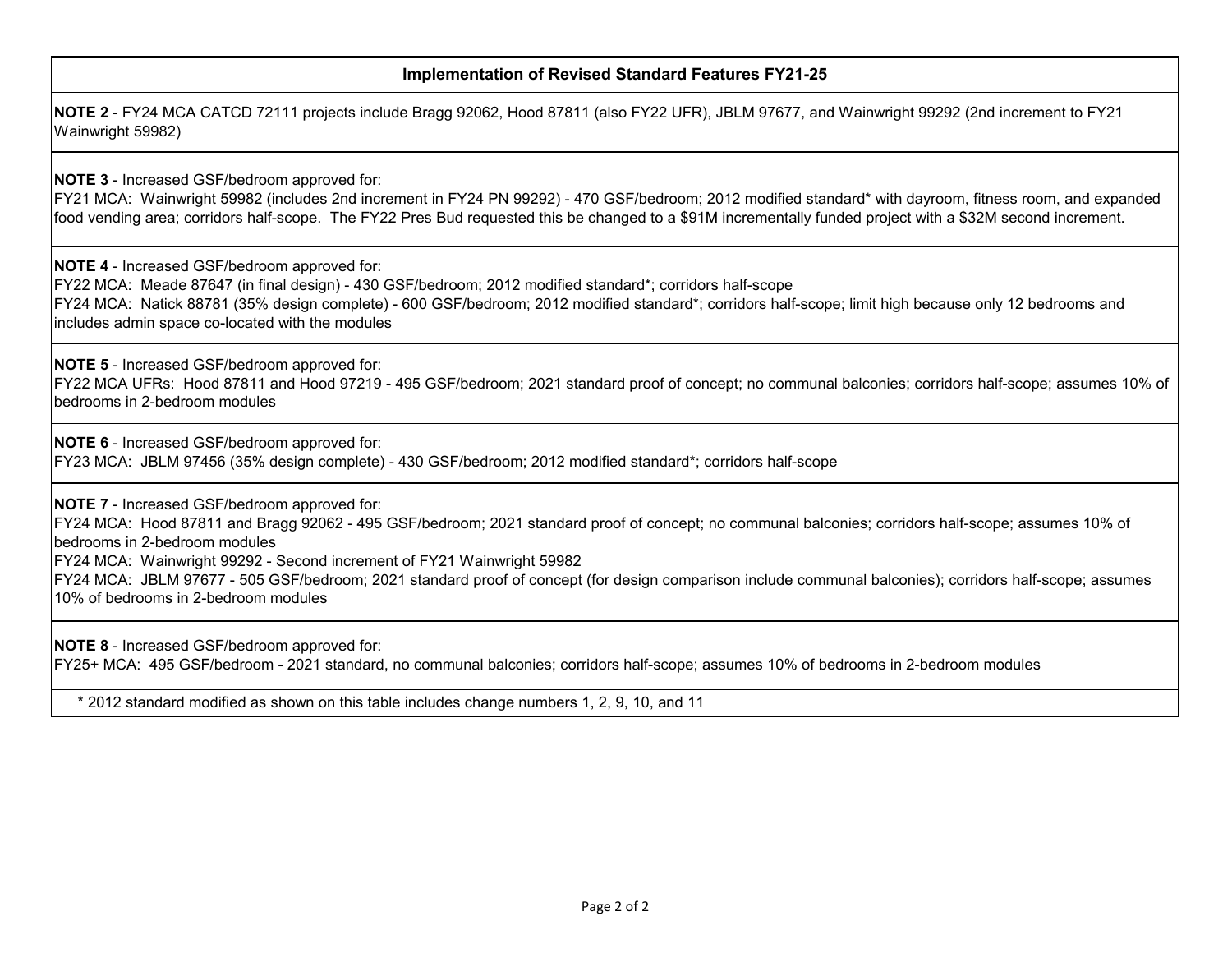## Implementation of Revised Standard Features FY21-25

**NOTE 2** - FY24 MCA CATCD 72111 projects include Bragg 92062, Hood 87811 (also FY22 UFR), JBLM 97677, and Wainwright 99292 (2nd increment to FY21 Wainwright 59982)

**NOTE 3** - Increased GSF/bedroom approved for:
FY21 MCA: Wainwright 59982 (includes 2nd increment in FY24 PN 99292) - 470 GSF/bedroom; 2012 modified standard* with dayroom, fitness room, and expanded food vending area; corridors half-scope. The FY22 Pres Bud requested this be changed to a $91M incrementally funded project with a $32M second increment.

**NOTE 4** - Increased GSF/bedroom approved for:
FY22 MCA: Meade 87647 (in final design) - 430 GSF/bedroom; 2012 modified standard*; corridors half-scope
FY24 MCA: Natick 88781 (35% design complete) - 600 GSF/bedroom; 2012 modified standard*; corridors half-scope; limit high because only 12 bedrooms and includes admin space co-located with the modules

**NOTE 5** - Increased GSF/bedroom approved for:
FY22 MCA UFRs: Hood 87811 and Hood 97219 - 495 GSF/bedroom; 2021 standard proof of concept; no communal balconies; corridors half-scope; assumes 10% of bedrooms in 2-bedroom modules

**NOTE 6** - Increased GSF/bedroom approved for:
FY23 MCA: JBLM 97456 (35% design complete) - 430 GSF/bedroom; 2012 modified standard*; corridors half-scope

**NOTE 7** - Increased GSF/bedroom approved for:
FY24 MCA: Hood 87811 and Bragg 92062 - 495 GSF/bedroom; 2021 standard proof of concept; no communal balconies; corridors half-scope; assumes 10% of bedrooms in 2-bedroom modules
FY24 MCA: Wainwright 99292 - Second increment of FY21 Wainwright 59982
FY24 MCA: JBLM 97677 - 505 GSF/bedroom; 2021 standard proof of concept (for design comparison include communal balconies); corridors half-scope; assumes 10% of bedrooms in 2-bedroom modules

**NOTE 8** - Increased GSF/bedroom approved for:
FY25+ MCA: 495 GSF/bedroom - 2021 standard, no communal balconies; corridors half-scope; assumes 10% of bedrooms in 2-bedroom modules

\* 2012 standard modified as shown on this table includes change numbers 1, 2, 9, 10, and 11